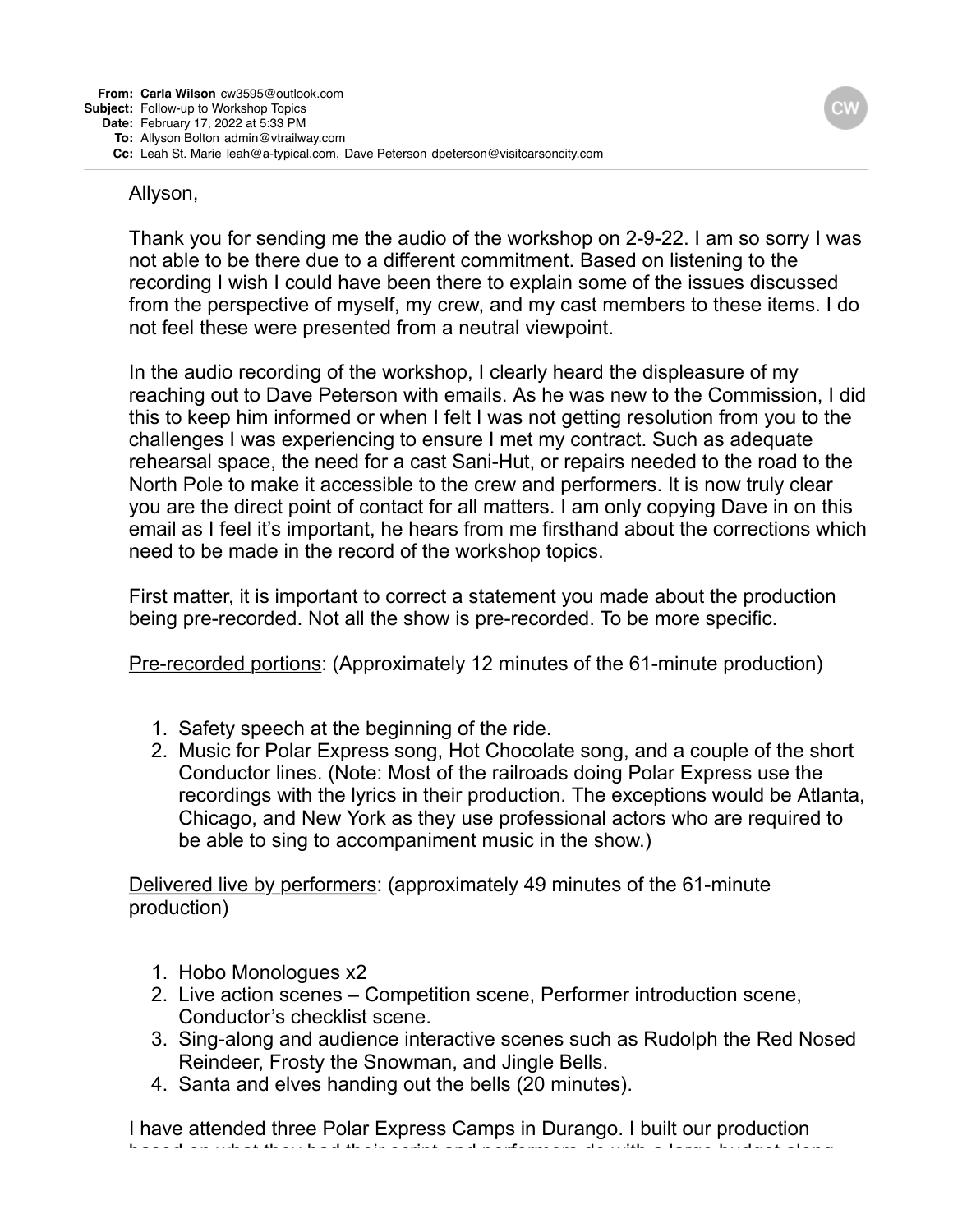**From:** Carla Wilson cw3595@outlook.com
**Subject:** Follow-up to Workshop Topics
**Date:** February 17, 2022 at 5:33 PM
**To:** Allyson Bolton admin@vtrailway.com
**Cc:** Leah St. Marie leah@a-typical.com, Dave Peterson dpeterson@visitcarsoncity.com

Allyson,

Thank you for sending me the audio of the workshop on 2-9-22. I am so sorry I was not able to be there due to a different commitment. Based on listening to the recording I wish I could have been there to explain some of the issues discussed from the perspective of myself, my crew, and my cast members to these items. I do not feel these were presented from a neutral viewpoint.

In the audio recording of the workshop, I clearly heard the displeasure of my reaching out to Dave Peterson with emails. As he was new to the Commission, I did this to keep him informed or when I felt I was not getting resolution from you to the challenges I was experiencing to ensure I met my contract. Such as adequate rehearsal space, the need for a cast Sani-Hut, or repairs needed to the road to the North Pole to make it accessible to the crew and performers. It is now truly clear you are the direct point of contact for all matters. I am only copying Dave in on this email as I feel it's important, he hears from me firsthand about the corrections which need to be made in the record of the workshop topics.

First matter, it is important to correct a statement you made about the production being pre-recorded. Not all the show is pre-recorded. To be more specific.

<u>Pre-recorded portions</u>: (Approximately 12 minutes of the 61-minute production)

1. Safety speech at the beginning of the ride.
2. Music for Polar Express song, Hot Chocolate song, and a couple of the short Conductor lines. (Note: Most of the railroads doing Polar Express use the recordings with the lyrics in their production. The exceptions would be Atlanta, Chicago, and New York as they use professional actors who are required to be able to sing to accompaniment music in the show.)

<u>Delivered live by performers</u>: (approximately 49 minutes of the 61-minute production)

1. Hobo Monologues x2
2. Live action scenes – Competition scene, Performer introduction scene, Conductor's checklist scene.
3. Sing-along and audience interactive scenes such as Rudolph the Red Nosed Reindeer, Frosty the Snowman, and Jingle Bells.
4. Santa and elves handing out the bells (20 minutes).

I have attended three Polar Express Camps in Durango. I built our production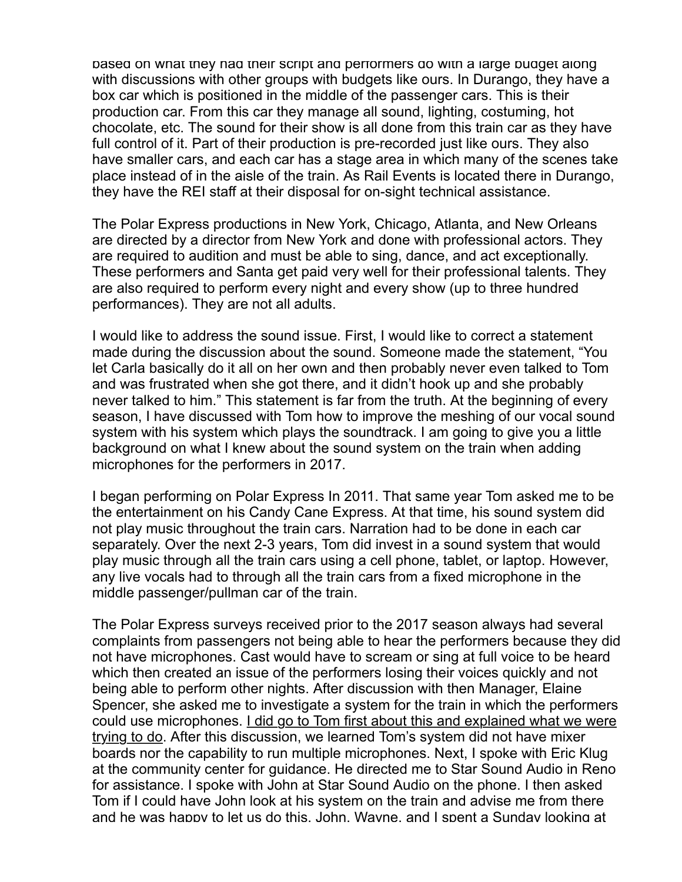based on what they had their script and performers do with a large budget along with discussions with other groups with budgets like ours. In Durango, they have a box car which is positioned in the middle of the passenger cars. This is their production car. From this car they manage all sound, lighting, costuming, hot chocolate, etc. The sound for their show is all done from this train car as they have full control of it. Part of their production is pre-recorded just like ours. They also have smaller cars, and each car has a stage area in which many of the scenes take place instead of in the aisle of the train. As Rail Events is located there in Durango, they have the REI staff at their disposal for on-sight technical assistance.

The Polar Express productions in New York, Chicago, Atlanta, and New Orleans are directed by a director from New York and done with professional actors. They are required to audition and must be able to sing, dance, and act exceptionally. These performers and Santa get paid very well for their professional talents. They are also required to perform every night and every show (up to three hundred performances). They are not all adults.

I would like to address the sound issue. First, I would like to correct a statement made during the discussion about the sound. Someone made the statement, "You let Carla basically do it all on her own and then probably never even talked to Tom and was frustrated when she got there, and it didn't hook up and she probably never talked to him." This statement is far from the truth. At the beginning of every season, I have discussed with Tom how to improve the meshing of our vocal sound system with his system which plays the soundtrack. I am going to give you a little background on what I knew about the sound system on the train when adding microphones for the performers in 2017.

I began performing on Polar Express In 2011. That same year Tom asked me to be the entertainment on his Candy Cane Express. At that time, his sound system did not play music throughout the train cars. Narration had to be done in each car separately. Over the next 2-3 years, Tom did invest in a sound system that would play music through all the train cars using a cell phone, tablet, or laptop. However, any live vocals had to through all the train cars from a fixed microphone in the middle passenger/pullman car of the train.

The Polar Express surveys received prior to the 2017 season always had several complaints from passengers not being able to hear the performers because they did not have microphones. Cast would have to scream or sing at full voice to be heard which then created an issue of the performers losing their voices quickly and not being able to perform other nights. After discussion with then Manager, Elaine Spencer, she asked me to investigate a system for the train in which the performers could use microphones. <u>I did go to Tom first about this and explained what we were trying to do</u>. After this discussion, we learned Tom's system did not have mixer boards nor the capability to run multiple microphones. Next, I spoke with Eric Klug at the community center for guidance. He directed me to Star Sound Audio in Reno for assistance. I spoke with John at Star Sound Audio on the phone. I then asked Tom if I could have John look at his system on the train and advise me from there and he was happy to let us do this. John, Wayne, and I spent a Sunday looking at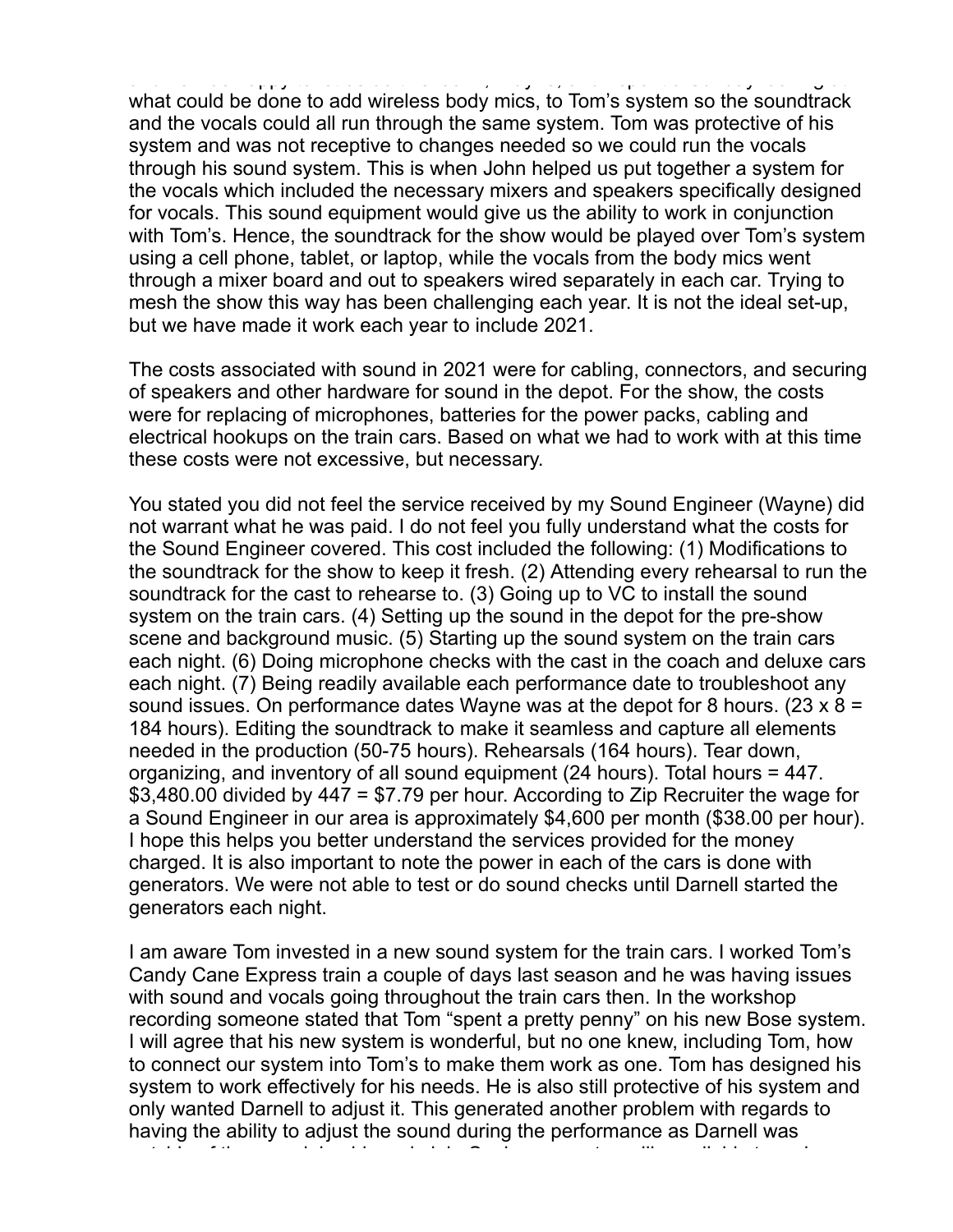what could be done to add wireless body mics, to Tom's system so the soundtrack and the vocals could all run through the same system. Tom was protective of his system and was not receptive to changes needed so we could run the vocals through his sound system. This is when John helped us put together a system for the vocals which included the necessary mixers and speakers specifically designed for vocals. This sound equipment would give us the ability to work in conjunction with Tom's. Hence, the soundtrack for the show would be played over Tom's system using a cell phone, tablet, or laptop, while the vocals from the body mics went through a mixer board and out to speakers wired separately in each car. Trying to mesh the show this way has been challenging each year. It is not the ideal set-up, but we have made it work each year to include 2021.

The costs associated with sound in 2021 were for cabling, connectors, and securing of speakers and other hardware for sound in the depot. For the show, the costs were for replacing of microphones, batteries for the power packs, cabling and electrical hookups on the train cars. Based on what we had to work with at this time these costs were not excessive, but necessary.

You stated you did not feel the service received by my Sound Engineer (Wayne) did not warrant what he was paid. I do not feel you fully understand what the costs for the Sound Engineer covered. This cost included the following: (1) Modifications to the soundtrack for the show to keep it fresh. (2) Attending every rehearsal to run the soundtrack for the cast to rehearse to. (3) Going up to VC to install the sound system on the train cars. (4) Setting up the sound in the depot for the pre-show scene and background music. (5) Starting up the sound system on the train cars each night. (6) Doing microphone checks with the cast in the coach and deluxe cars each night. (7) Being readily available each performance date to troubleshoot any sound issues. On performance dates Wayne was at the depot for 8 hours. (23 x 8 = 184 hours). Editing the soundtrack to make it seamless and capture all elements needed in the production (50-75 hours). Rehearsals (164 hours). Tear down, organizing, and inventory of all sound equipment (24 hours). Total hours = 447. $3,480.00 divided by 447 = $7.79 per hour. According to Zip Recruiter the wage for a Sound Engineer in our area is approximately $4,600 per month ($38.00 per hour). I hope this helps you better understand the services provided for the money charged. It is also important to note the power in each of the cars is done with generators. We were not able to test or do sound checks until Darnell started the generators each night.

I am aware Tom invested in a new sound system for the train cars. I worked Tom's Candy Cane Express train a couple of days last season and he was having issues with sound and vocals going throughout the train cars then. In the workshop recording someone stated that Tom "spent a pretty penny" on his new Bose system. I will agree that his new system is wonderful, but no one knew, including Tom, how to connect our system into Tom's to make them work as one. Tom has designed his system to work effectively for his needs. He is also still protective of his system and only wanted Darnell to adjust it. This generated another problem with regards to having the ability to adjust the sound during the performance as Darnell was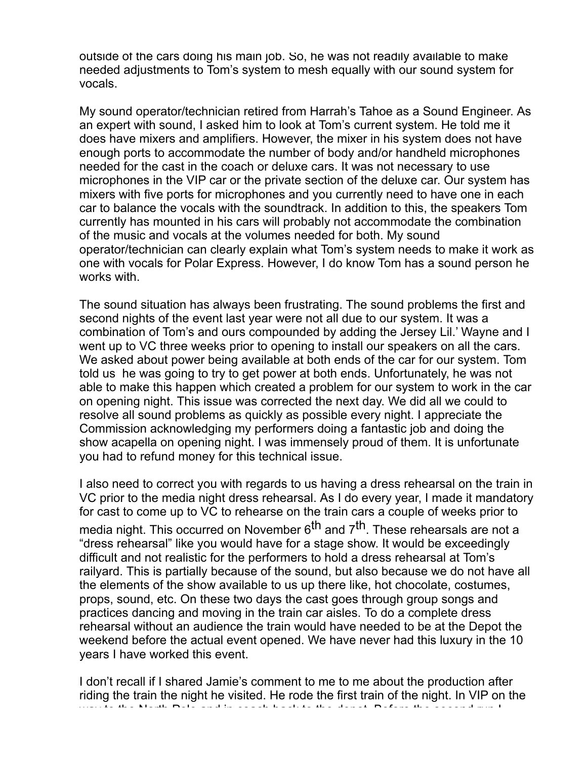outside of the cars doing his main job. So, he was not readily available to make needed adjustments to Tom's system to mesh equally with our sound system for vocals.

My sound operator/technician retired from Harrah's Tahoe as a Sound Engineer. As an expert with sound, I asked him to look at Tom's current system. He told me it does have mixers and amplifiers. However, the mixer in his system does not have enough ports to accommodate the number of body and/or handheld microphones needed for the cast in the coach or deluxe cars. It was not necessary to use microphones in the VIP car or the private section of the deluxe car. Our system has mixers with five ports for microphones and you currently need to have one in each car to balance the vocals with the soundtrack. In addition to this, the speakers Tom currently has mounted in his cars will probably not accommodate the combination of the music and vocals at the volumes needed for both. My sound operator/technician can clearly explain what Tom's system needs to make it work as one with vocals for Polar Express. However, I do know Tom has a sound person he works with.

The sound situation has always been frustrating. The sound problems the first and second nights of the event last year were not all due to our system. It was a combination of Tom's and ours compounded by adding the Jersey Lil.' Wayne and I went up to VC three weeks prior to opening to install our speakers on all the cars. We asked about power being available at both ends of the car for our system. Tom told us he was going to try to get power at both ends. Unfortunately, he was not able to make this happen which created a problem for our system to work in the car on opening night. This issue was corrected the next day. We did all we could to resolve all sound problems as quickly as possible every night. I appreciate the Commission acknowledging my performers doing a fantastic job and doing the show acapella on opening night. I was immensely proud of them. It is unfortunate you had to refund money for this technical issue.

I also need to correct you with regards to us having a dress rehearsal on the train in VC prior to the media night dress rehearsal. As I do every year, I made it mandatory for cast to come up to VC to rehearse on the train cars a couple of weeks prior to media night. This occurred on November 6th and 7th. These rehearsals are not a "dress rehearsal" like you would have for a stage show. It would be exceedingly difficult and not realistic for the performers to hold a dress rehearsal at Tom's railyard. This is partially because of the sound, but also because we do not have all the elements of the show available to us up there like, hot chocolate, costumes, props, sound, etc. On these two days the cast goes through group songs and practices dancing and moving in the train car aisles. To do a complete dress rehearsal without an audience the train would have needed to be at the Depot the weekend before the actual event opened. We have never had this luxury in the 10 years I have worked this event.

I don't recall if I shared Jamie's comment to me to me about the production after riding the train the night he visited. He rode the first train of the night. In VIP on the way to the North Pole and in coach back to the depot. Before the second run I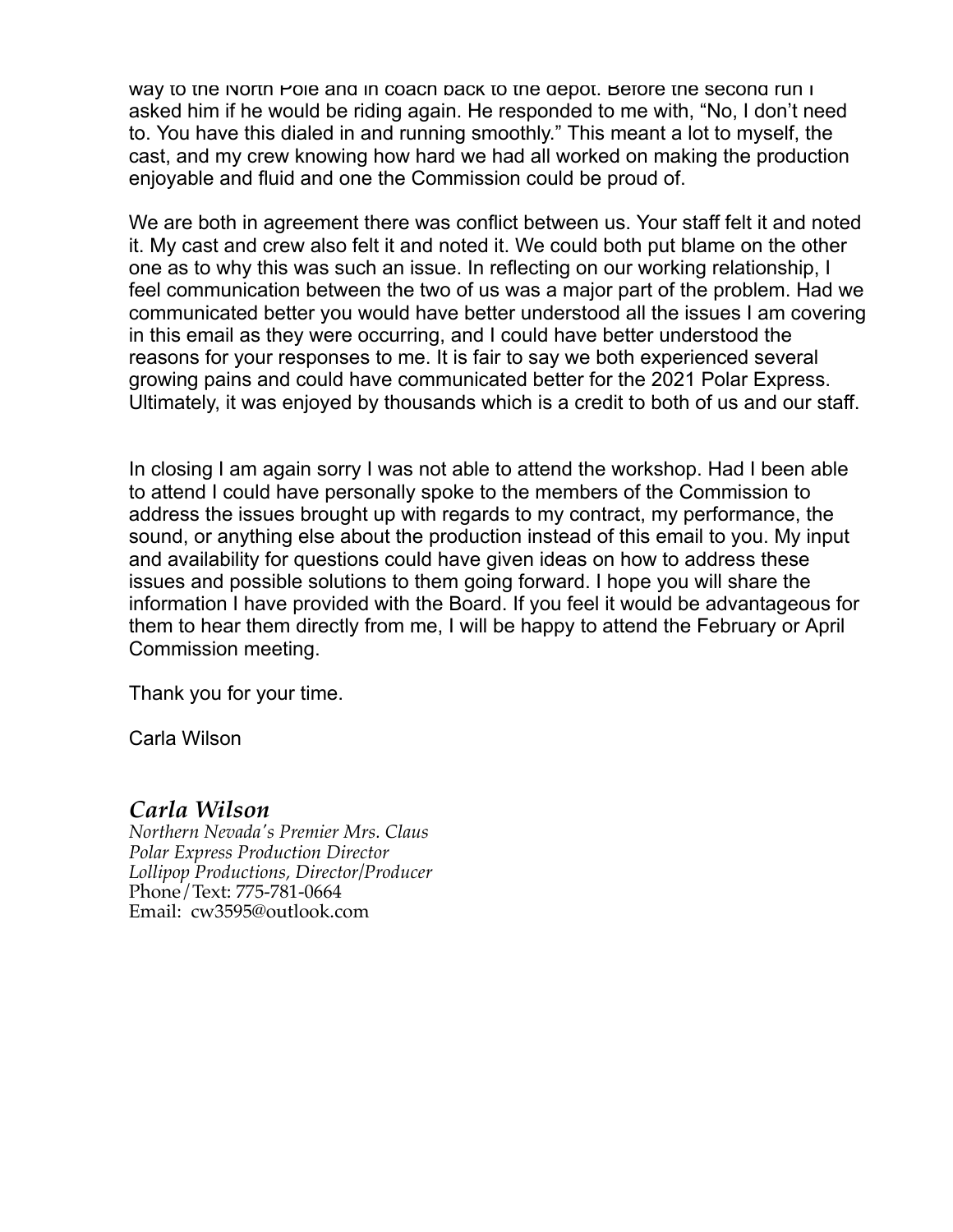way to the North Pole and in coach back to the depot. Before the second run I asked him if he would be riding again. He responded to me with, "No, I don't need to. You have this dialed in and running smoothly." This meant a lot to myself, the cast, and my crew knowing how hard we had all worked on making the production enjoyable and fluid and one the Commission could be proud of.

We are both in agreement there was conflict between us. Your staff felt it and noted it. My cast and crew also felt it and noted it. We could both put blame on the other one as to why this was such an issue. In reflecting on our working relationship, I feel communication between the two of us was a major part of the problem. Had we communicated better you would have better understood all the issues I am covering in this email as they were occurring, and I could have better understood the reasons for your responses to me. It is fair to say we both experienced several growing pains and could have communicated better for the 2021 Polar Express. Ultimately, it was enjoyed by thousands which is a credit to both of us and our staff.

In closing I am again sorry I was not able to attend the workshop. Had I been able to attend I could have personally spoke to the members of the Commission to address the issues brought up with regards to my contract, my performance, the sound, or anything else about the production instead of this email to you. My input and availability for questions could have given ideas on how to address these issues and possible solutions to them going forward. I hope you will share the information I have provided with the Board. If you feel it would be advantageous for them to hear them directly from me, I will be happy to attend the February or April Commission meeting.

Thank you for your time.

Carla Wilson

***Carla Wilson***
*Northern Nevada's Premier Mrs. Claus*
*Polar Express Production Director*
*Lollipop Productions, Director/Producer*
Phone/Text: 775-781-0664
Email: cw3595@outlook.com